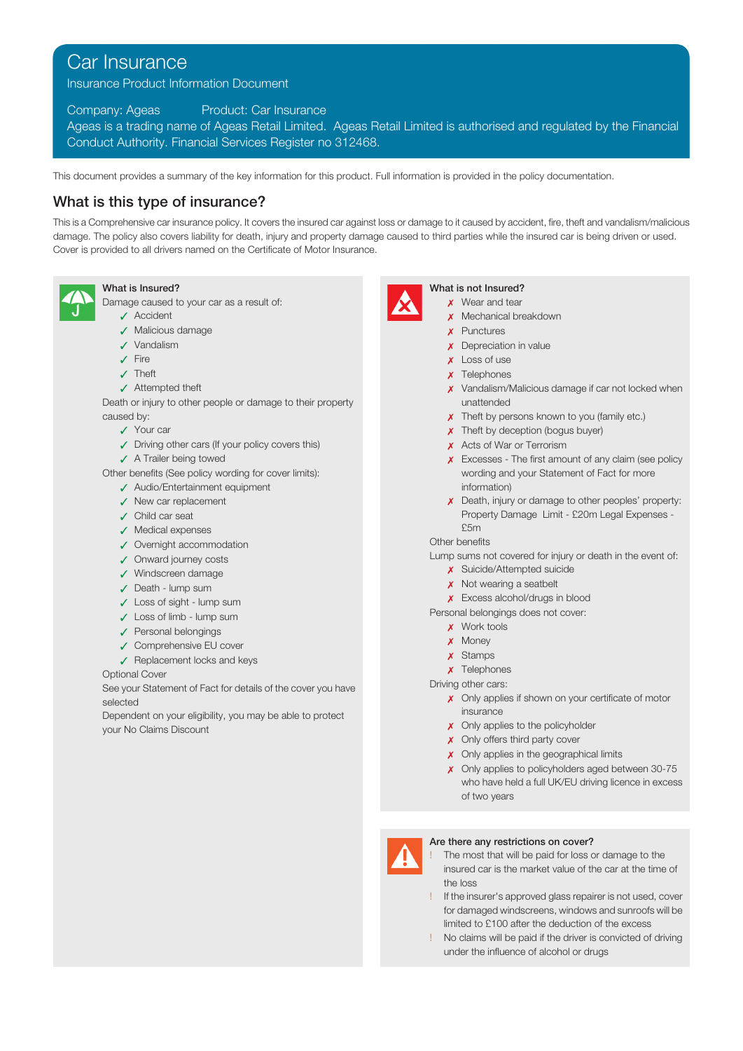# Car Insurance

Insurance Product Information Document

Company: Ageas Product: Car Insurance

Ageas is a trading name of Ageas Retail Limited. Ageas Retail Limited is authorised and regulated by the Financial Conduct Authority. Financial Services Register no 312468.

This document provides a summary of the key information for this product. Full information is provided in the policy documentation.

## What is this type of insurance?

This is a Comprehensive car insurance policy. It covers the insured car against loss or damage to it caused by accident, fire, theft and vandalism/malicious damage. The policy also covers liability for death, injury and property damage caused to third parties while the insured car is being driven or used. Cover is provided to all drivers named on the Certificate of Motor Insurance.

### What is Insured?

Damage caused to your car as a result of:

- ✓ Accident
- ✓ Malicious damage
- ✓ Vandalism
- ✓ Fire
- ✓ Theft
- ✓ Attempted theft

Death or injury to other people or damage to their property caused by:

- ✓ Your car
- ✓ Driving other cars (If your policy covers this)
- ✓ A Trailer being towed

Other benefits (See policy wording for cover limits):

- ✓ Audio/Entertainment equipment
- ✓ New car replacement
- ✓ Child car seat
- ✓ Medical expenses
- ✓ Overnight accommodation
- ✓ Onward journey costs
- ✓ Windscreen damage
- ✓ Death - lump sum
- ✓ Loss of sight - lump sum
- ✓ Loss of limb - lump sum
- ✓ Personal belongings
- ✓ Comprehensive EU cover
- ✓ Replacement locks and keys

Optional Cover

See your Statement of Fact for details of the cover you have selected

Dependent on your eligibility, you may be able to protect your No Claims Discount

### What is not Insured?

- ✗ Wear and tear
- ✗ Mechanical breakdown
- ✗ Punctures
- ✗ Depreciation in value
- ✗ Loss of use
- ✗ Telephones
- ✗ Vandalism/Malicious damage if car not locked when unattended
- ✗ Theft by persons known to you (family etc.)
- ✗ Theft by deception (bogus buyer)
- ✗ Acts of War or Terrorism
- ✗ Excesses - The first amount of any claim (see policy wording and your Statement of Fact for more information)
- ✗ Death, injury or damage to other peoples' property: Property Damage Limit - £20m Legal Expenses - £5m

Other benefits

Lump sums not covered for injury or death in the event of:

- ✗ Suicide/Attempted suicide
- ✗ Not wearing a seatbelt
- ✗ Excess alcohol/drugs in blood

Personal belongings does not cover:

- ✗ Work tools
- ✗ Money
- ✗ Stamps
- ✗ Telephones

Driving other cars:

- ✗ Only applies if shown on your certificate of motor insurance
- ✗ Only applies to the policyholder
- ✗ Only offers third party cover
- ✗ Only applies in the geographical limits
- ✗ Only applies to policyholders aged between 30-75 who have held a full UK/EU driving licence in excess of two years

### Are there any restrictions on cover?

- ! The most that will be paid for loss or damage to the insured car is the market value of the car at the time of the loss
- ! If the insurer's approved glass repairer is not used, cover for damaged windscreens, windows and sunroofs will be limited to £100 after the deduction of the excess
- ! No claims will be paid if the driver is convicted of driving under the influence of alcohol or drugs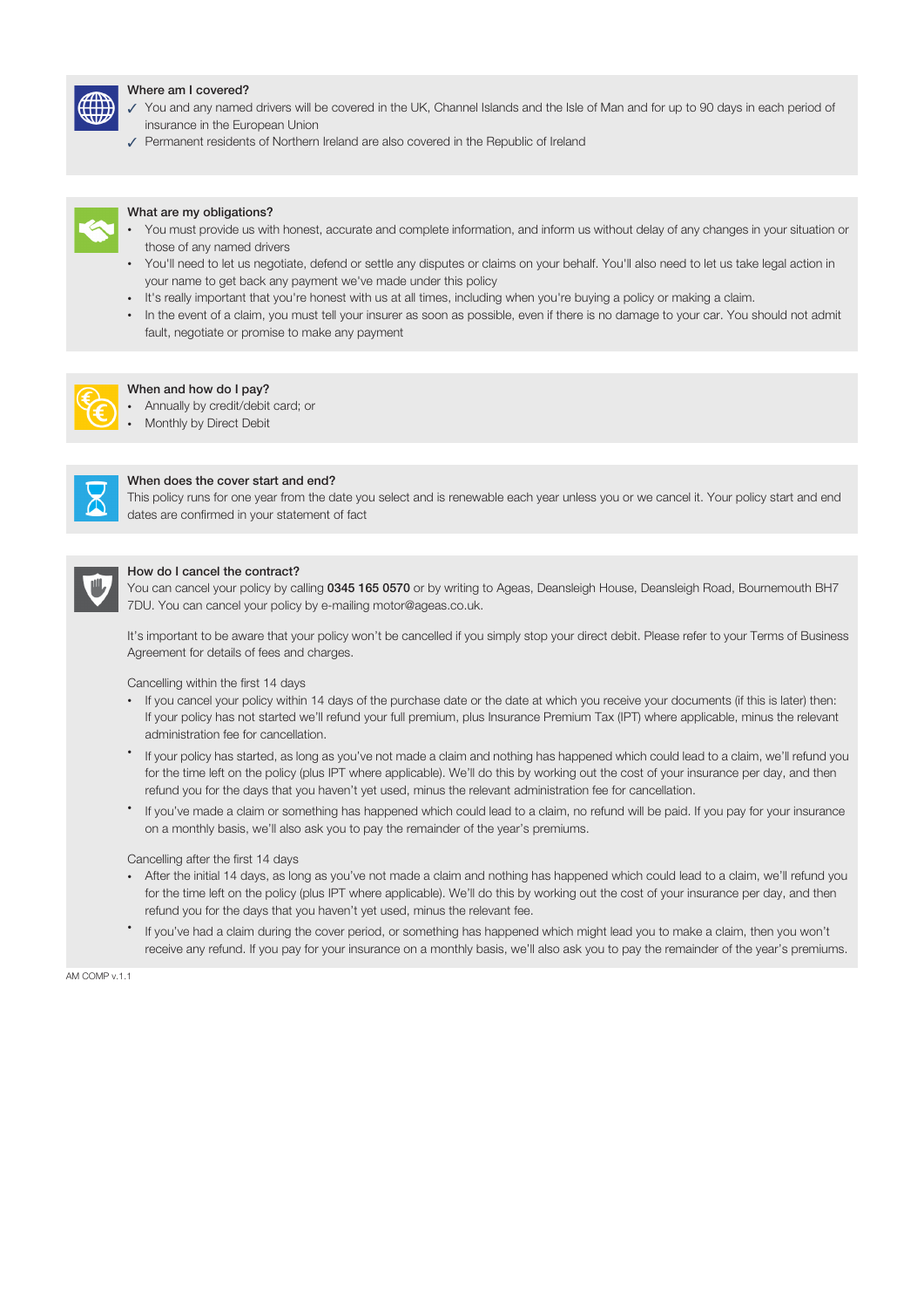### Where am I covered?

- ✓ You and any named drivers will be covered in the UK, Channel Islands and the Isle of Man and for up to 90 days in each period of insurance in the European Union
- ✓ Permanent residents of Northern Ireland are also covered in the Republic of Ireland

### What are my obligations?

- You must provide us with honest, accurate and complete information, and inform us without delay of any changes in your situation or those of any named drivers
- You'll need to let us negotiate, defend or settle any disputes or claims on your behalf. You'll also need to let us take legal action in your name to get back any payment we've made under this policy
- It's really important that you're honest with us at all times, including when you're buying a policy or making a claim.
- In the event of a claim, you must tell your insurer as soon as possible, even if there is no damage to your car. You should not admit fault, negotiate or promise to make any payment

### When and how do I pay?

- Annually by credit/debit card; or
- Monthly by Direct Debit

### When does the cover start and end?

This policy runs for one year from the date you select and is renewable each year unless you or we cancel it. Your policy start and end dates are confirmed in your statement of fact

### How do I cancel the contract?

You can cancel your policy by calling **0345 165 0570** or by writing to Ageas, Deansleigh House, Deansleigh Road, Bournemouth BH7 7DU. You can cancel your policy by e-mailing motor@ageas.co.uk.

It's important to be aware that your policy won't be cancelled if you simply stop your direct debit. Please refer to your Terms of Business Agreement for details of fees and charges.

Cancelling within the first 14 days

- If you cancel your policy within 14 days of the purchase date or the date at which you receive your documents (if this is later) then: If your policy has not started we'll refund your full premium, plus Insurance Premium Tax (IPT) where applicable, minus the relevant administration fee for cancellation.
- If your policy has started, as long as you've not made a claim and nothing has happened which could lead to a claim, we'll refund you for the time left on the policy (plus IPT where applicable). We'll do this by working out the cost of your insurance per day, and then refund you for the days that you haven't yet used, minus the relevant administration fee for cancellation.
- If you've made a claim or something has happened which could lead to a claim, no refund will be paid. If you pay for your insurance on a monthly basis, we'll also ask you to pay the remainder of the year's premiums.

Cancelling after the first 14 days

- After the initial 14 days, as long as you've not made a claim and nothing has happened which could lead to a claim, we'll refund you for the time left on the policy (plus IPT where applicable). We'll do this by working out the cost of your insurance per day, and then refund you for the days that you haven't yet used, minus the relevant fee.
- If you've had a claim during the cover period, or something has happened which might lead you to make a claim, then you won't receive any refund. If you pay for your insurance on a monthly basis, we'll also ask you to pay the remainder of the year's premiums.

AM COMP v.1.1